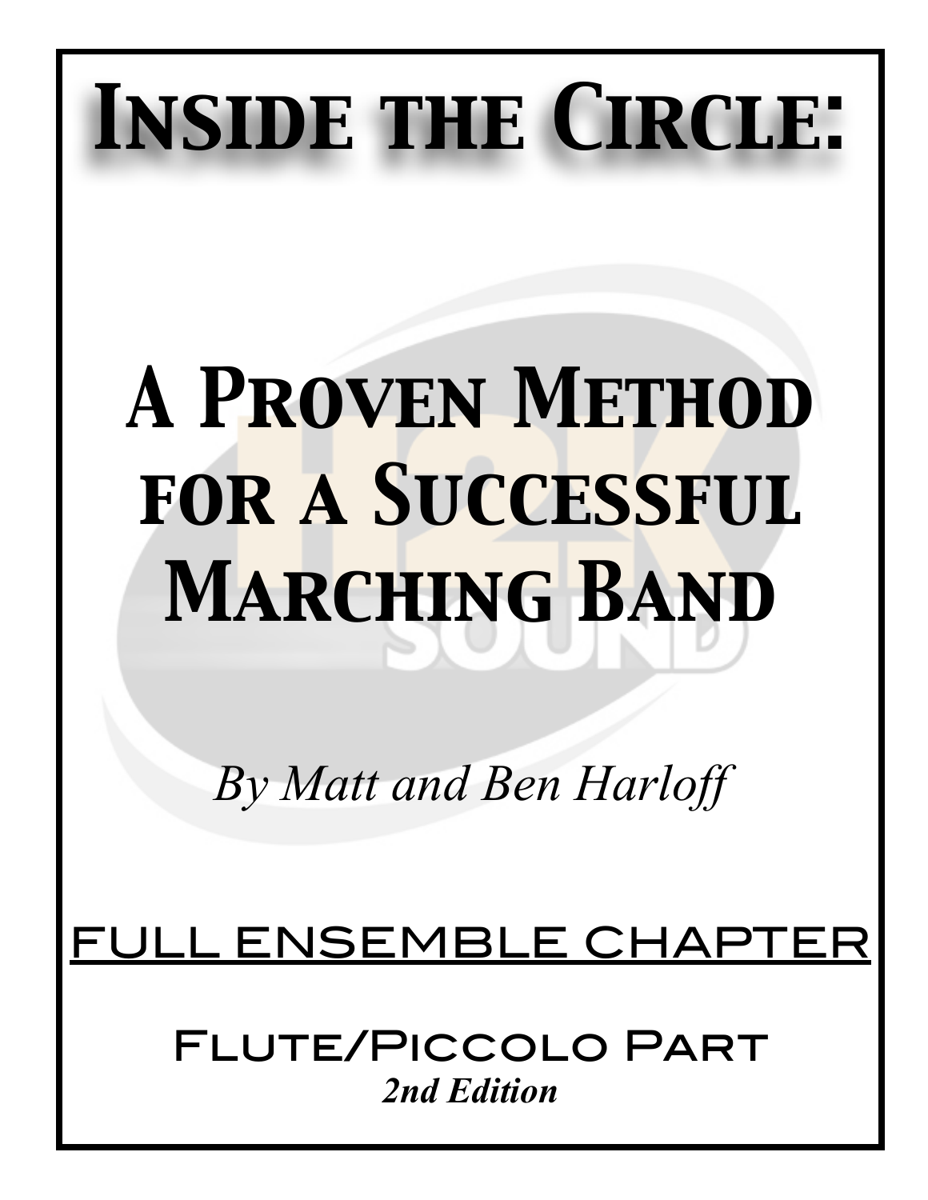# Inside the Circle:

# A Proven Method for a Successful Marching Band

*By Matt and Ben Harloff*

## Full Ensemble Chapter

## Flute/Piccolo Part

***2nd Edition***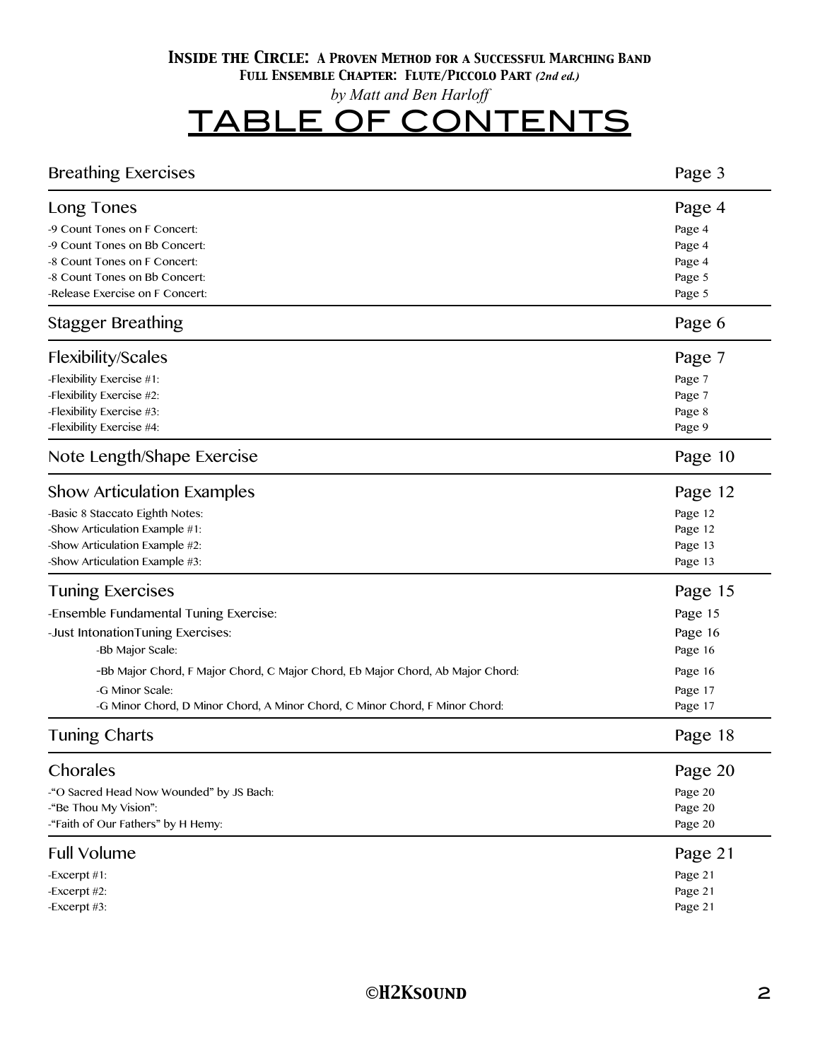***Inside the Circle: A Proven Method for a Successful Marching Band***
***Full Ensemble Chapter: Flute/Piccolo Part (2nd ed.)***
*by Matt and Ben Harloff*

# TABLE OF CONTENTS

| | |
|---|---|
| **Breathing Exercises** | **Page 3** |
| **Long Tones** | **Page 4** |
| -9 Count Tones on F Concert: | Page 4 |
| -9 Count Tones on Bb Concert: | Page 4 |
| -8 Count Tones on F Concert: | Page 4 |
| -8 Count Tones on Bb Concert: | Page 5 |
| -Release Exercise on F Concert: | Page 5 |
| **Stagger Breathing** | **Page 6** |
| **Flexibility/Scales** | **Page 7** |
| -Flexibility Exercise #1: | Page 7 |
| -Flexibility Exercise #2: | Page 7 |
| -Flexibility Exercise #3: | Page 8 |
| -Flexibility Exercise #4: | Page 9 |
| **Note Length/Shape Exercise** | **Page 10** |
| **Show Articulation Examples** | **Page 12** |
| -Basic 8 Staccato Eighth Notes: | Page 12 |
| -Show Articulation Example #1: | Page 12 |
| -Show Articulation Example #2: | Page 13 |
| -Show Articulation Example #3: | Page 13 |
| **Tuning Exercises** | **Page 15** |
| -Ensemble Fundamental Tuning Exercise: | Page 15 |
| -Just IntonationTuning Exercises: | Page 16 |
| -Bb Major Scale: | Page 16 |
| -Bb Major Chord, F Major Chord, C Major Chord, Eb Major Chord, Ab Major Chord: | Page 16 |
| -G Minor Scale: | Page 17 |
| -G Minor Chord, D Minor Chord, A Minor Chord, C Minor Chord, F Minor Chord: | Page 17 |
| **Tuning Charts** | **Page 18** |
| **Chorales** | **Page 20** |
| -"O Sacred Head Now Wounded" by JS Bach: | Page 20 |
| -"Be Thou My Vision": | Page 20 |
| -"Faith of Our Fathers" by H Hemy: | Page 20 |
| **Full Volume** | **Page 21** |
| -Excerpt #1: | Page 21 |
| -Excerpt #2: | Page 21 |
| -Excerpt #3: | Page 21 |

©H2Ksound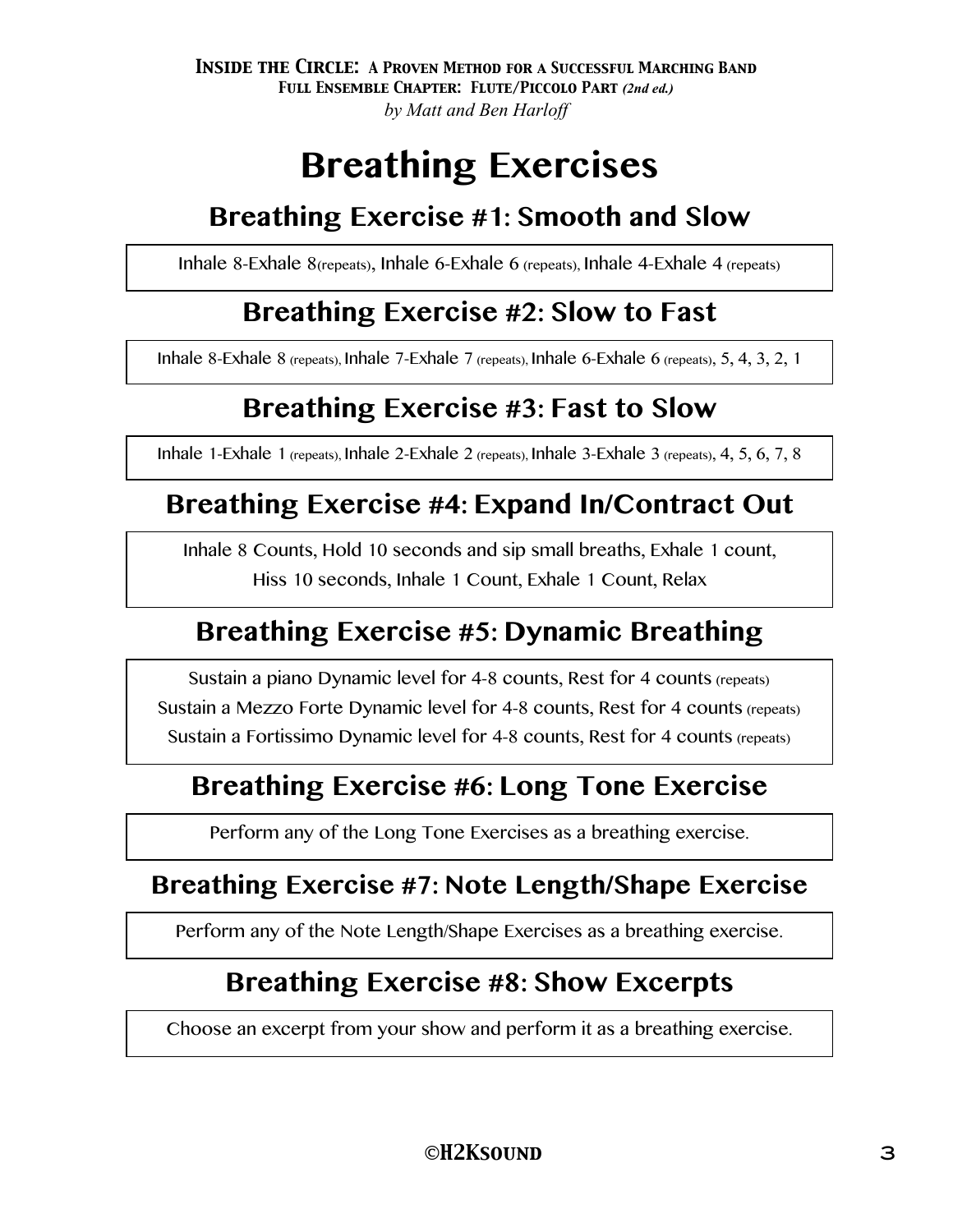# Breathing Exercises

## Breathing Exercise #1: Smooth and Slow

Inhale 8-Exhale 8(repeats), Inhale 6-Exhale 6 (repeats), Inhale 4-Exhale 4 (repeats)

## Breathing Exercise #2: Slow to Fast

Inhale 8-Exhale 8 (repeats), Inhale 7-Exhale 7 (repeats), Inhale 6-Exhale 6 (repeats), 5, 4, 3, 2, 1

## Breathing Exercise #3: Fast to Slow

Inhale 1-Exhale 1 (repeats), Inhale 2-Exhale 2 (repeats), Inhale 3-Exhale 3 (repeats), 4, 5, 6, 7, 8

## Breathing Exercise #4: Expand In/Contract Out

Inhale 8 Counts, Hold 10 seconds and sip small breaths, Exhale 1 count,
Hiss 10 seconds, Inhale 1 Count, Exhale 1 Count, Relax

## Breathing Exercise #5: Dynamic Breathing

Sustain a piano Dynamic level for 4-8 counts, Rest for 4 counts (repeats)
Sustain a Mezzo Forte Dynamic level for 4-8 counts, Rest for 4 counts (repeats)
Sustain a Fortissimo Dynamic level for 4-8 counts, Rest for 4 counts (repeats)

## Breathing Exercise #6: Long Tone Exercise

Perform any of the Long Tone Exercises as a breathing exercise.

## Breathing Exercise #7: Note Length/Shape Exercise

Perform any of the Note Length/Shape Exercises as a breathing exercise.

## Breathing Exercise #8: Show Excerpts

Choose an excerpt from your show and perform it as a breathing exercise.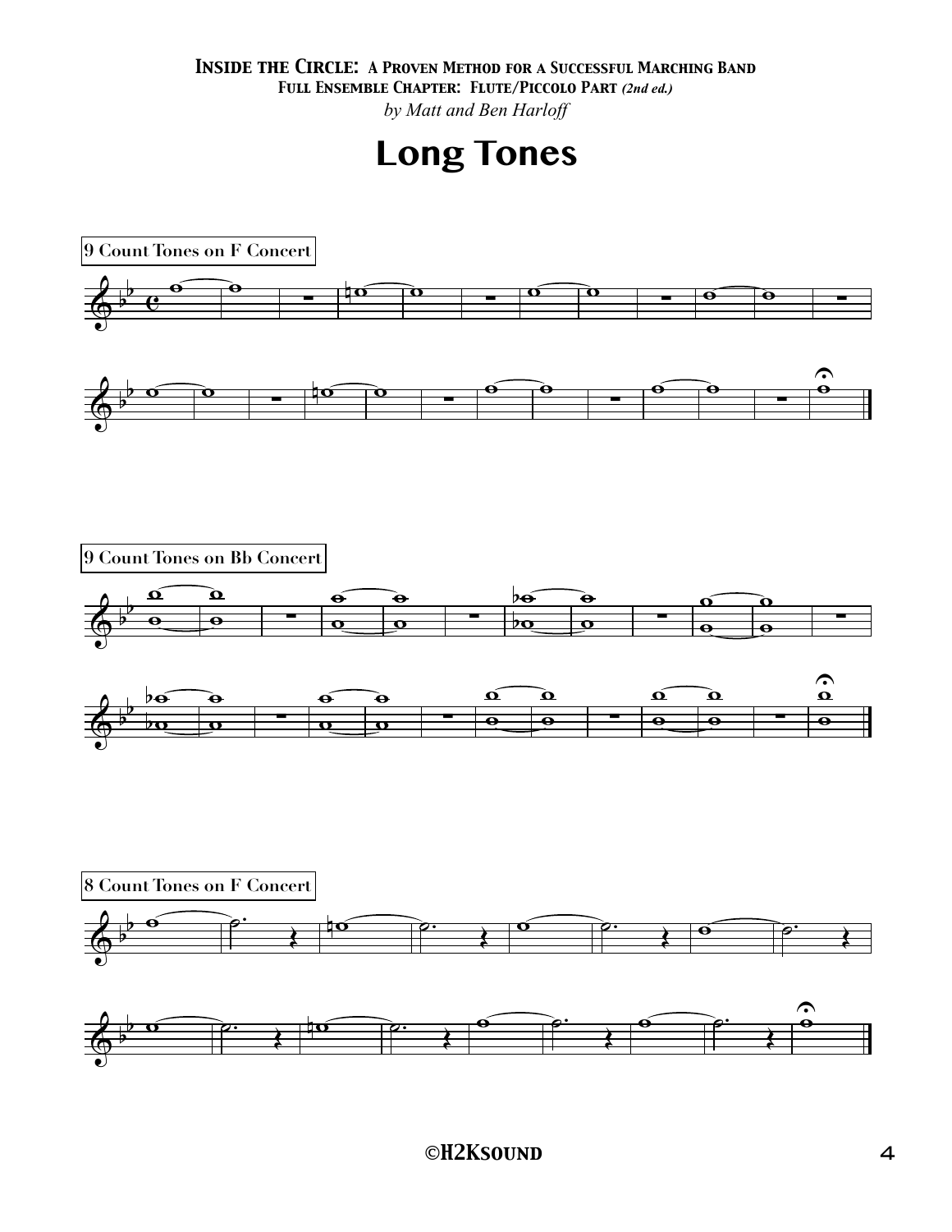# Long Tones

9 Count Tones on F Concert

9 Count Tones on Bb Concert

8 Count Tones on F Concert

**©H2Ksound**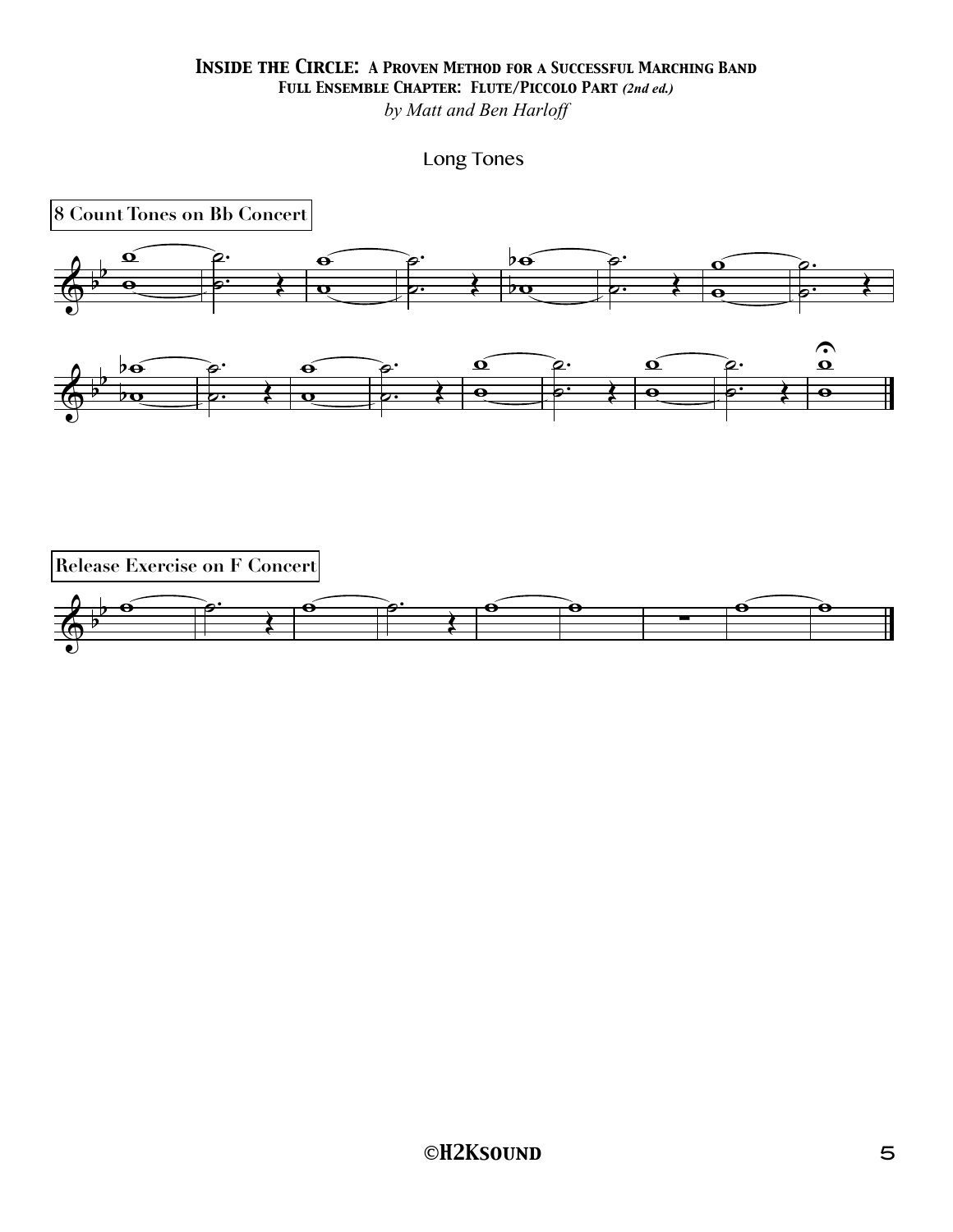# *Inside the Circle: A Proven Method for a Successful Marching Band*

### *Full Ensemble Chapter: Flute/Piccolo Part (2nd ed.)*

*by Matt and Ben Harloff*

## Long Tones

**8 Count Tones on Bb Concert**

**Release Exercise on F Concert**

**©H2Ksound**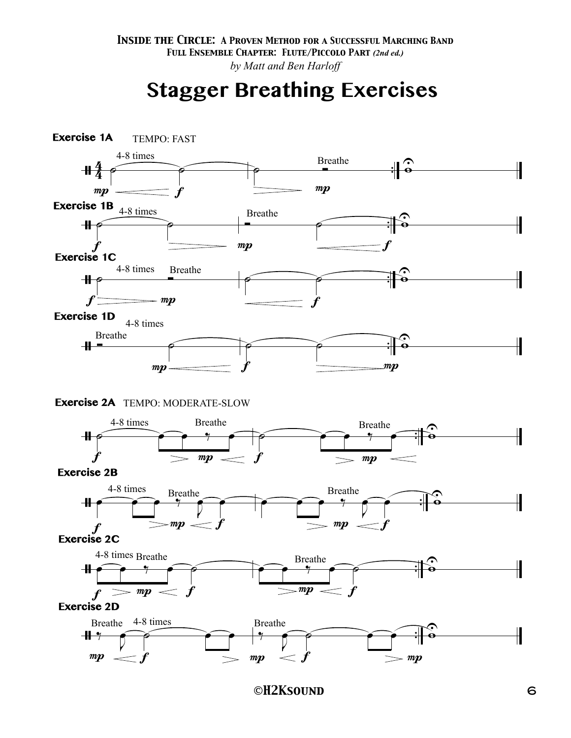# Stagger Breathing Exercises

**Exercise 1A** TEMPO: FAST

**Exercise 1B**

**Exercise 1C**

**Exercise 1D**

**Exercise 2A** TEMPO: MODERATE-SLOW

**Exercise 2B**

**Exercise 2C**

**Exercise 2D**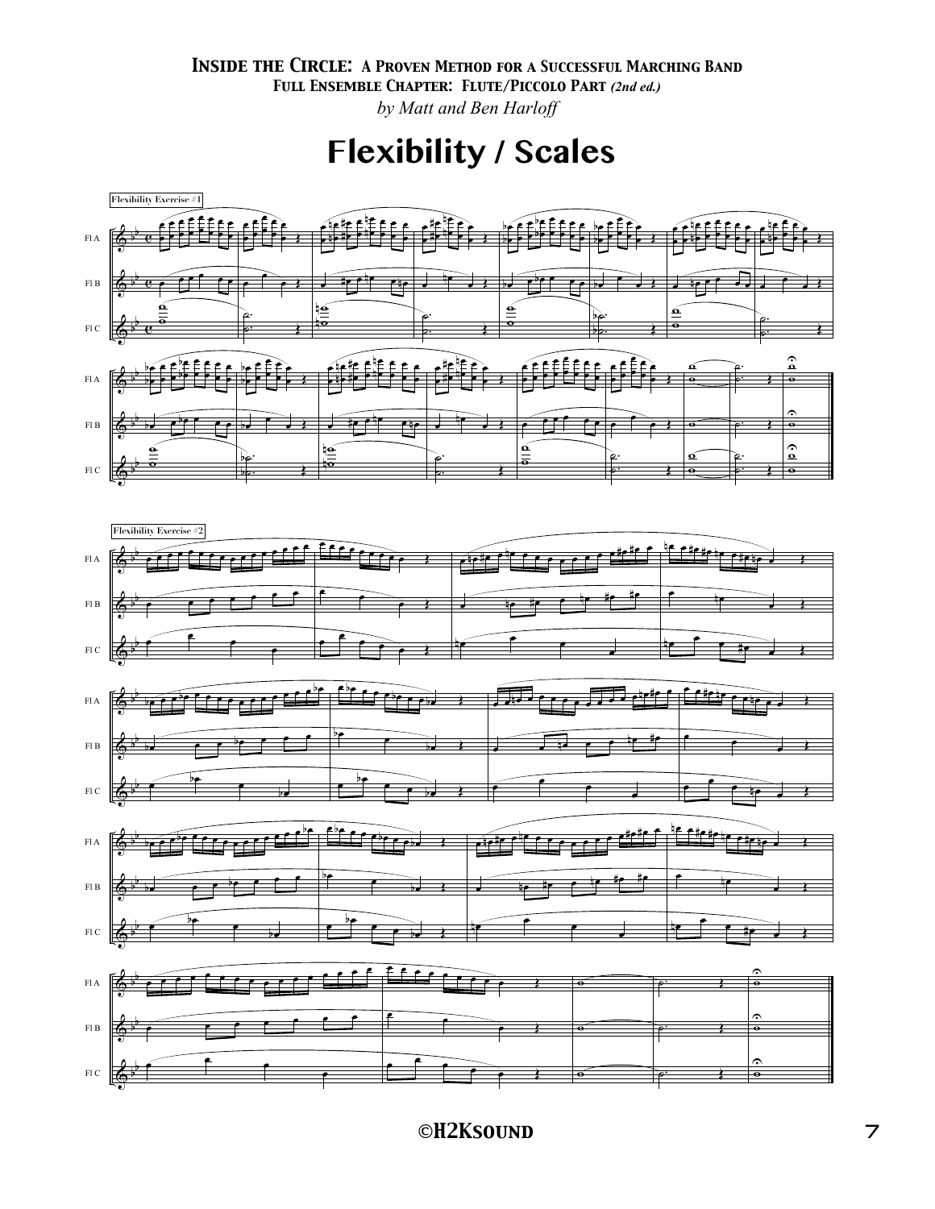***Inside the Circle:* A Proven Method for a Successful Marching Band**

**Full Ensemble Chapter: Flute/Piccolo Part *(2nd ed.)***

*by Matt and Ben Harloff*

# Flexibility / Scales

Flexibility Exercise #1

Fl A

Fl B

Fl C

Flexibility Exercise #2

Fl A

Fl B

Fl C

©H2Ksound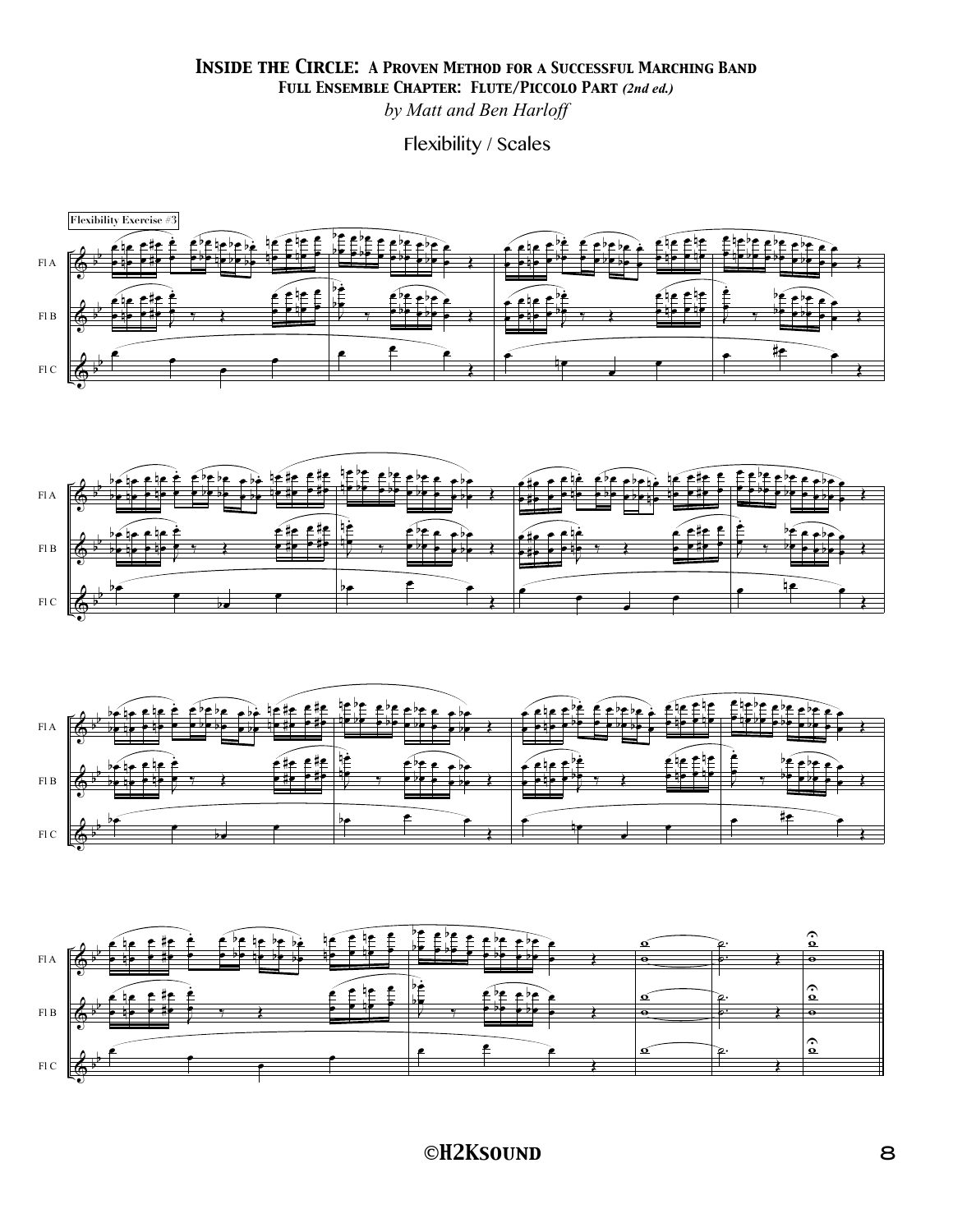# *Inside the Circle: A Proven Method for a Successful Marching Band*

## Full Ensemble Chapter: Flute/Piccolo Part *(2nd ed.)*

*by Matt and Ben Harloff*

### Flexibility / Scales

Flexibility Exercise #3

Fl A

Fl B

Fl C

©H2Ksound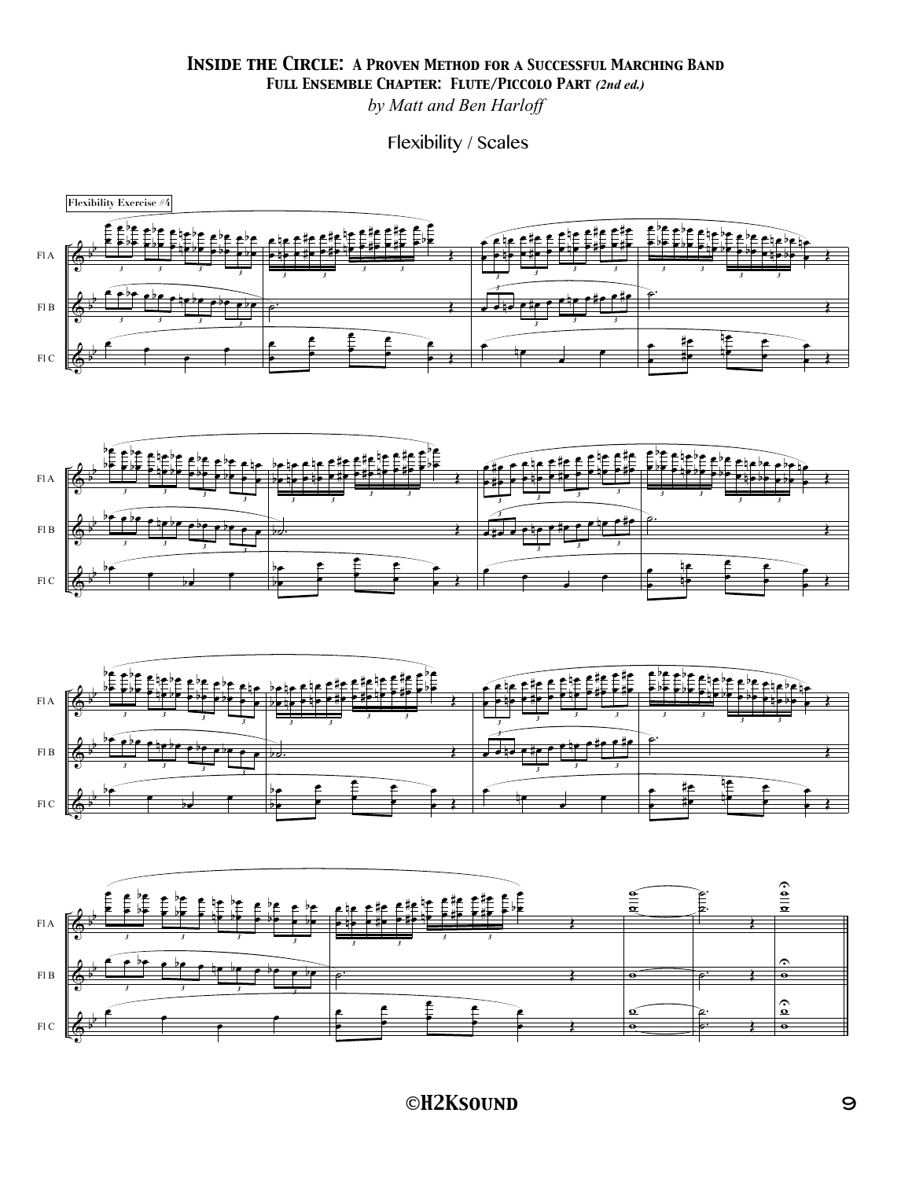# Inside the Circle: A Proven Method for a Successful Marching Band

## Full Ensemble Chapter: Flute/Piccolo Part *(2nd ed.)*

*by Matt and Ben Harloff*

Flexibility / Scales

Flexibility Exercise #4

Fl A

Fl B

Fl C

©H2Ksound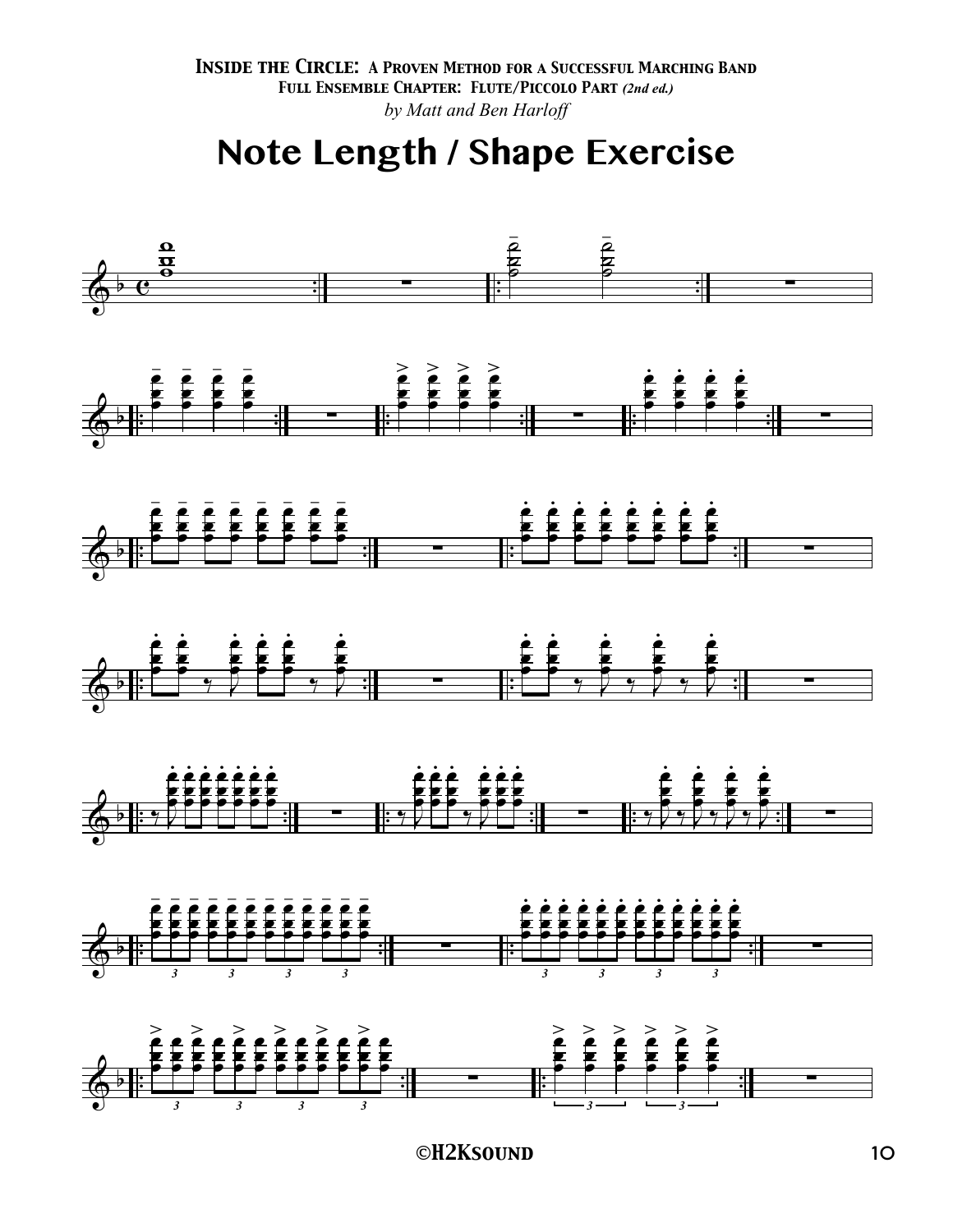**Inside the Circle: A Proven Method for a Successful Marching Band**
**Full Ensemble Chapter: Flute/Piccolo Part** *(2nd ed.)*
*by Matt and Ben Harloff*

# Note Length / Shape Exercise

©H2Ksound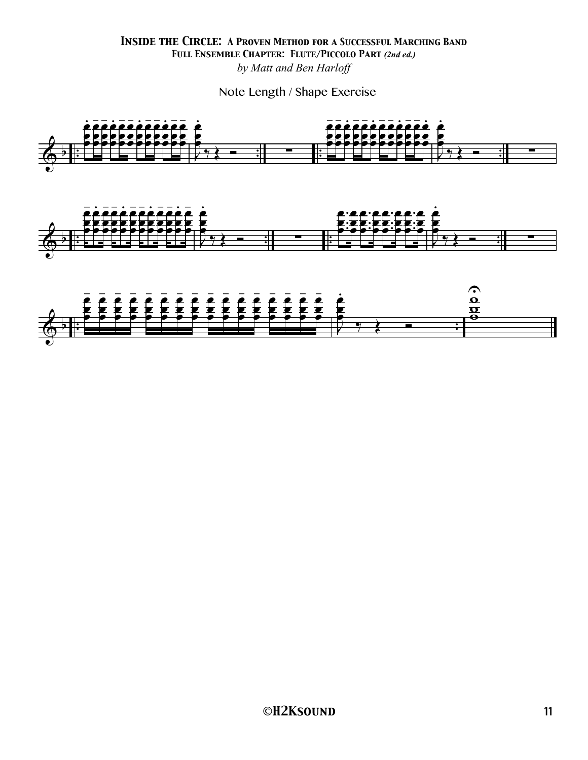# *Inside the Circle: A Proven Method for a Successful Marching Band*

### *Full Ensemble Chapter: Flute/Piccolo Part (2nd ed.)*

*by Matt and Ben Harloff*

Note Length / Shape Exercise

©H2Ksound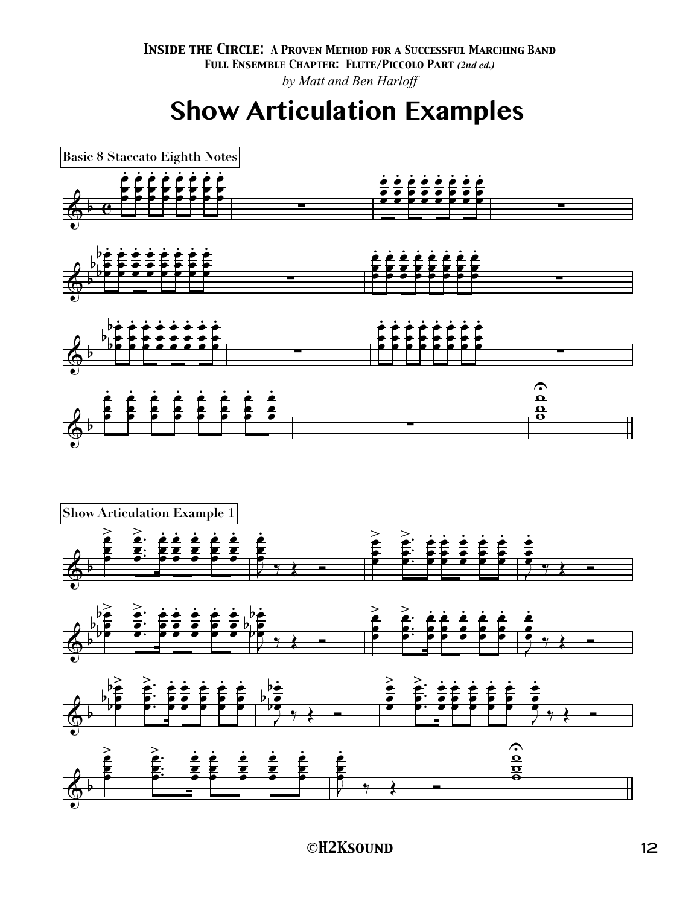# Show Articulation Examples

Basic 8 Staccato Eighth Notes

Show Articulation Example 1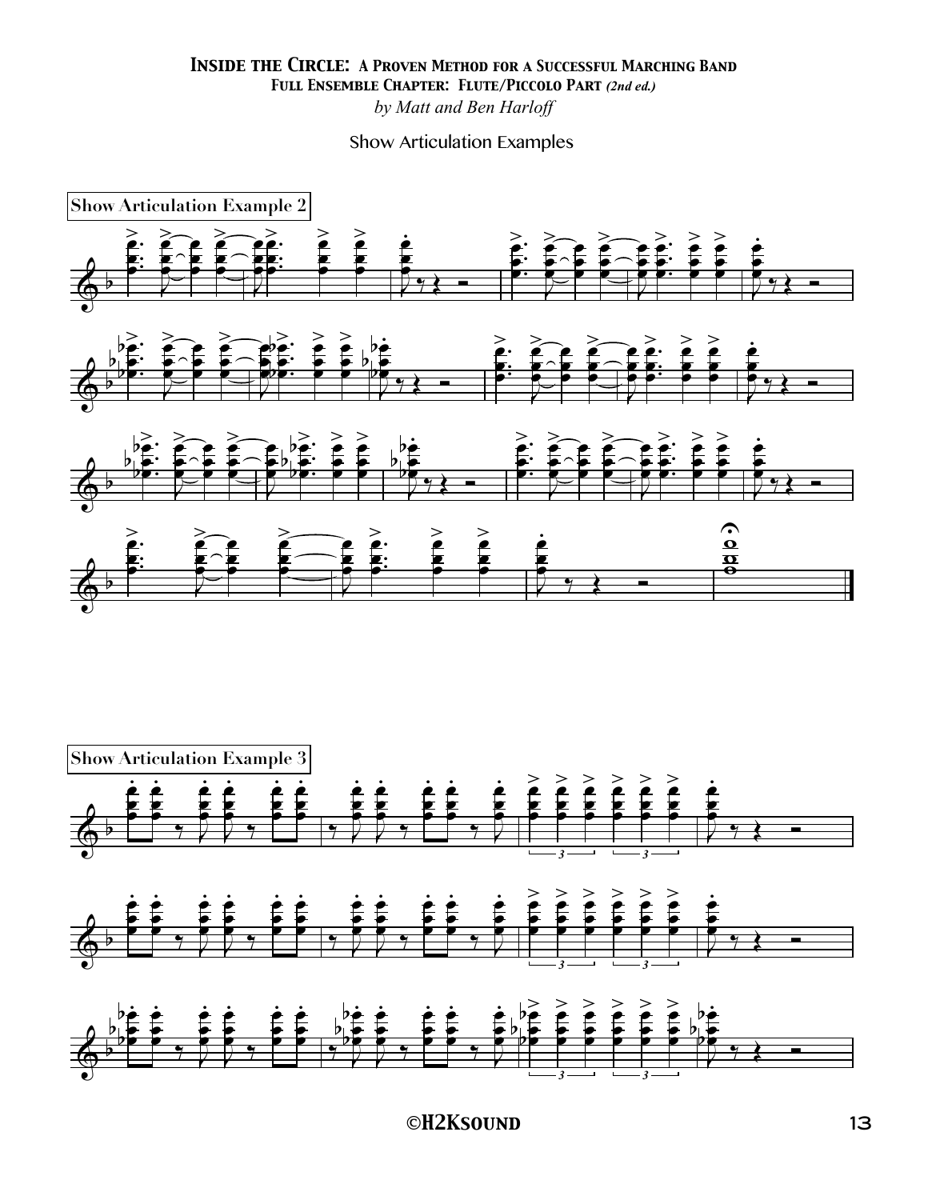Show Articulation Examples

**Show Articulation Example 2**

**Show Articulation Example 3**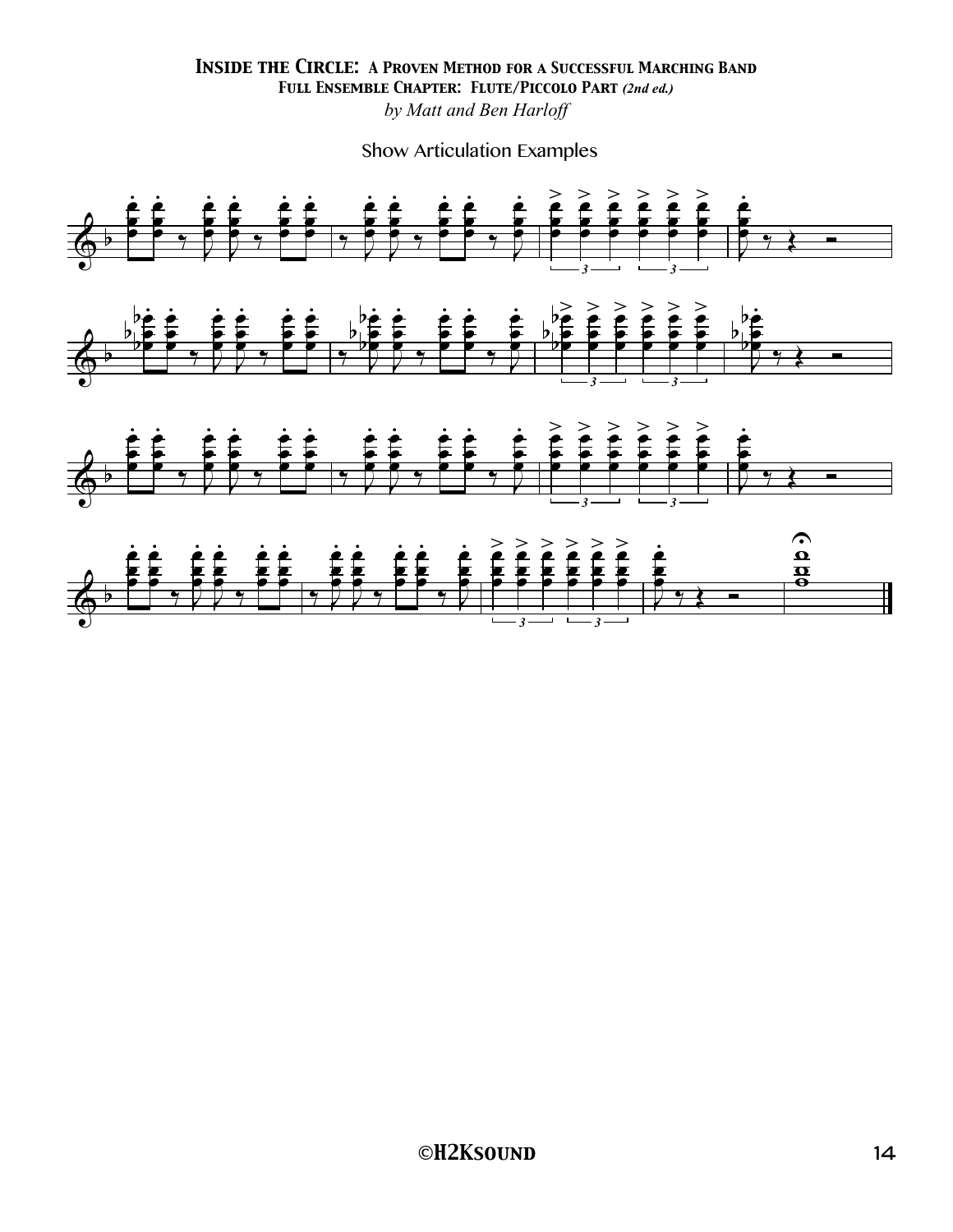# *Inside the Circle: A Proven Method for a Successful Marching Band*

### Full Ensemble Chapter: Flute/Piccolo Part *(2nd ed.)*

*by Matt and Ben Harloff*

Show Articulation Examples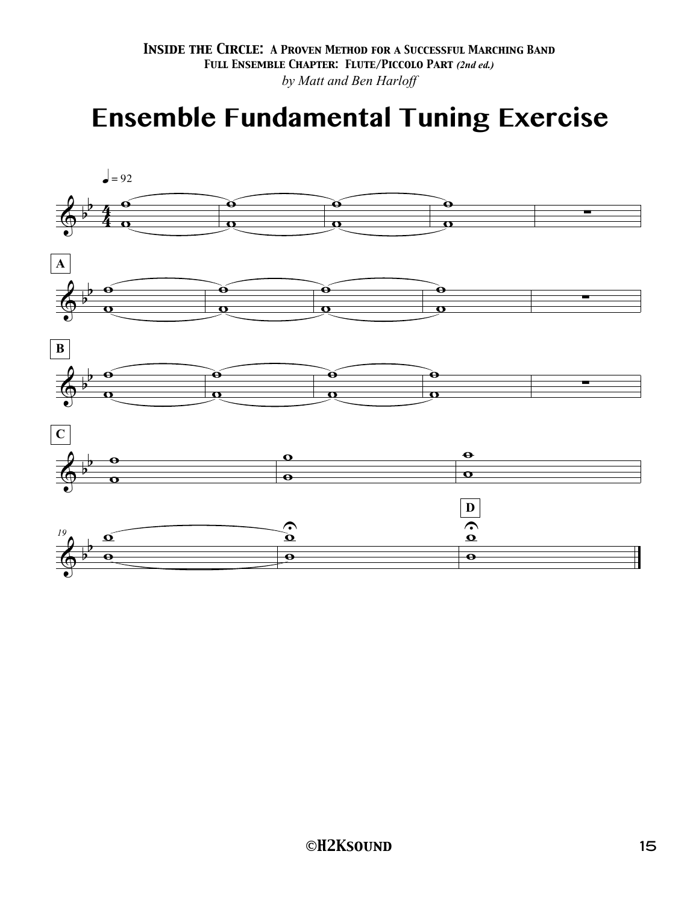*Inside the Circle: A Proven Method for a Successful Marching Band*

*Full Ensemble Chapter: Flute/Piccolo Part (2nd ed.)*

*by Matt and Ben Harloff*

# Ensemble Fundamental Tuning Exercise

♩ = 92

A

B

C

19

D

©H2Ksound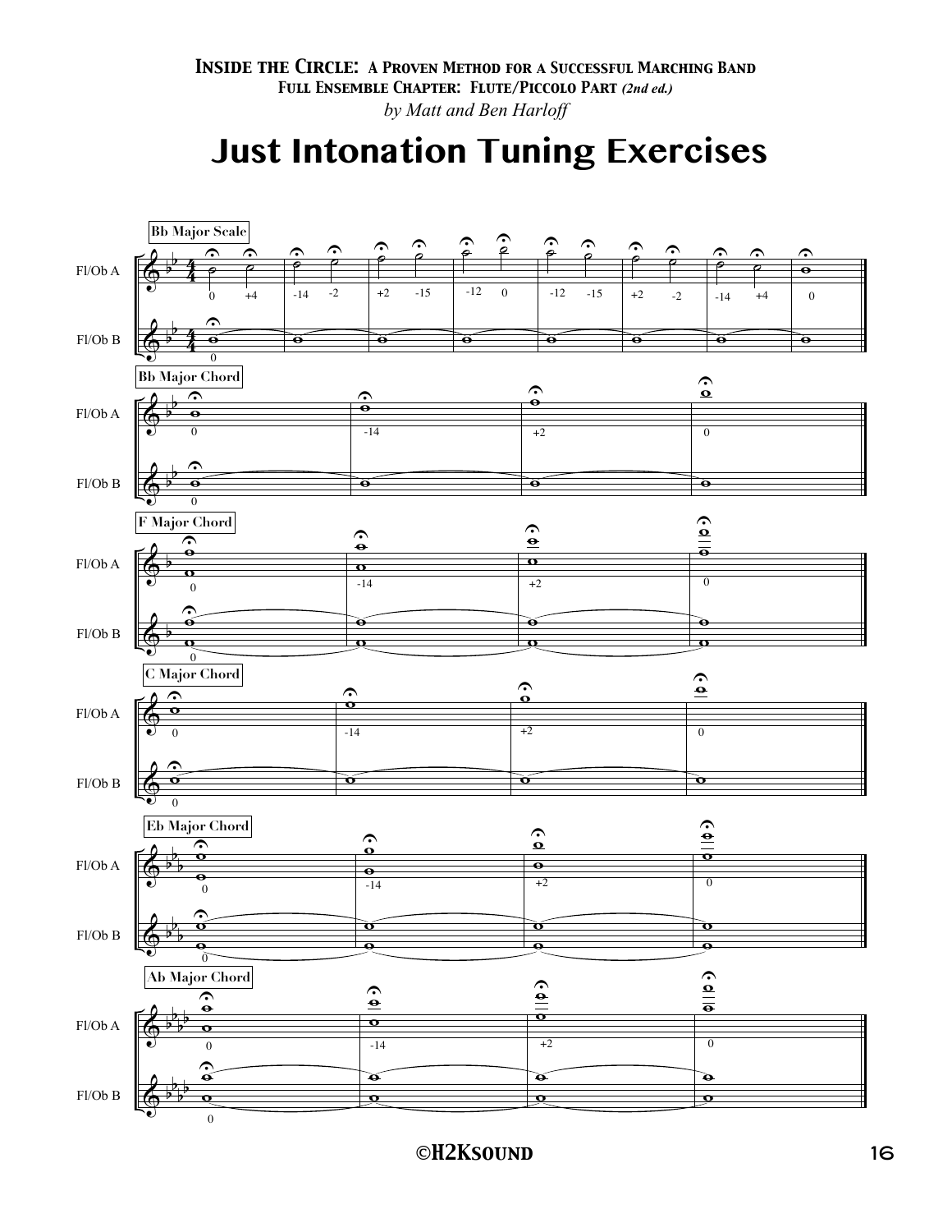# Just Intonation Tuning Exercises

**Bb Major Scale**

Fl/Ob A: 0, +4, -14, -2, +2, -15, -12, 0, -12, -15, +2, -2, -14, +4, 0

Fl/Ob B: 0

**Bb Major Chord**

Fl/Ob A: 0, -14, +2, 0

Fl/Ob B: 0

**F Major Chord**

Fl/Ob A: 0, -14, +2, 0

Fl/Ob B: 0

**C Major Chord**

Fl/Ob A: 0, -14, +2, 0

Fl/Ob B: 0

**Eb Major Chord**

Fl/Ob A: 0, -14, +2, 0

Fl/Ob B: 0

**Ab Major Chord**

Fl/Ob A: 0, -14, +2, 0

Fl/Ob B: 0

©H2Ksound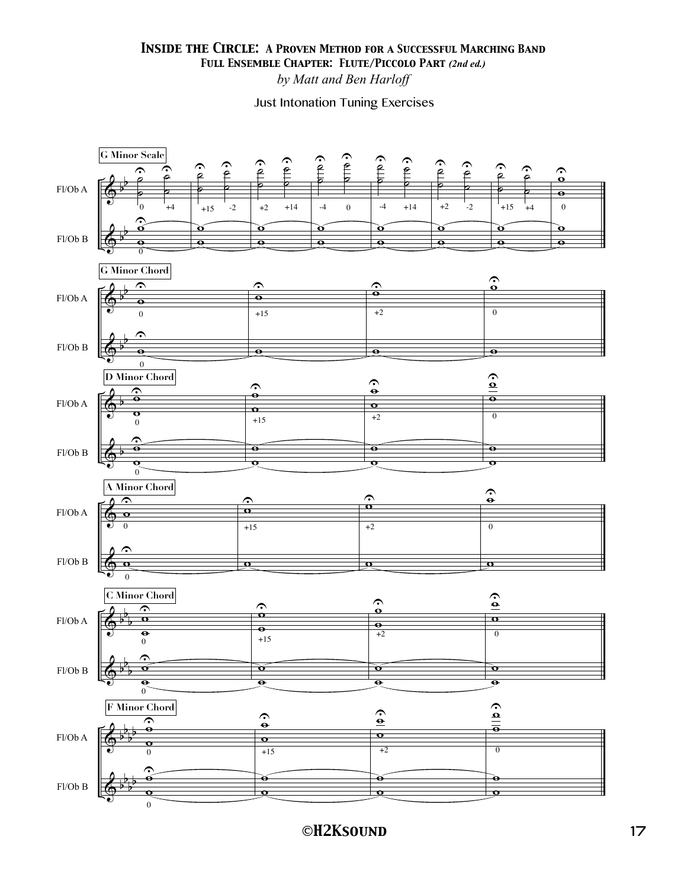# Inside the Circle: A Proven Method for a Successful Marching Band

## Full Ensemble Chapter: Flute/Piccolo Part *(2nd ed.)*

*by Matt and Ben Harloff*

Just Intonation Tuning Exercises

**G Minor Scale**

Fl/Ob A: 0, +4, +15, -2, +2, +14, -4, 0, -4, +14, +2, -2, +15, +4, 0

Fl/Ob B: 0

**G Minor Chord**

Fl/Ob A: 0, +15, +2, 0

Fl/Ob B: 0

**D Minor Chord**

Fl/Ob A: 0, +15, +2, 0

Fl/Ob B: 0

**A Minor Chord**

Fl/Ob A: 0, +15, +2, 0

Fl/Ob B: 0

**C Minor Chord**

Fl/Ob A: 0, +15, +2, 0

Fl/Ob B: 0

**F Minor Chord**

Fl/Ob A: 0, +15, +2, 0

Fl/Ob B: 0

©H2Ksound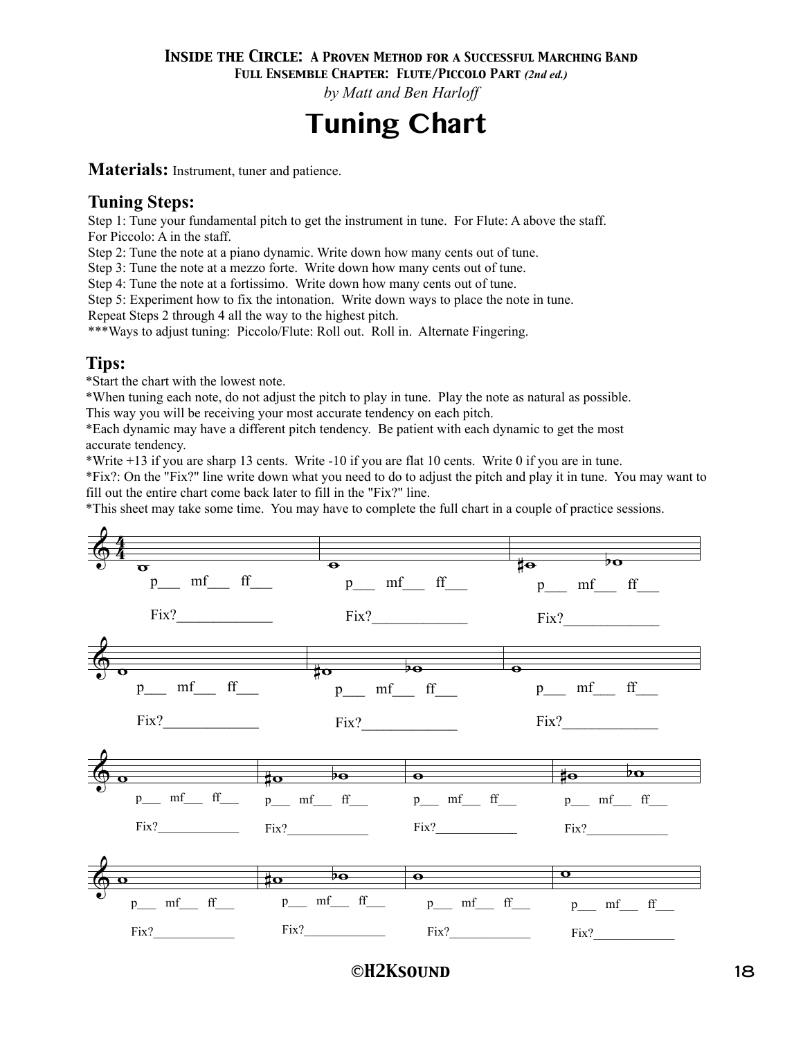# Tuning Chart

**Materials:** Instrument, tuner and patience.

## Tuning Steps:

Step 1: Tune your fundamental pitch to get the instrument in tune. For Flute: A above the staff. For Piccolo: A in the staff.
Step 2: Tune the note at a piano dynamic. Write down how many cents out of tune.
Step 3: Tune the note at a mezzo forte. Write down how many cents out of tune.
Step 4: Tune the note at a fortissimo. Write down how many cents out of tune.
Step 5: Experiment how to fix the intonation. Write down ways to place the note in tune.
Repeat Steps 2 through 4 all the way to the highest pitch.
***Ways to adjust tuning: Piccolo/Flute: Roll out. Roll in. Alternate Fingering.

## Tips:

*Start the chart with the lowest note.
*When tuning each note, do not adjust the pitch to play in tune. Play the note as natural as possible. This way you will be receiving your most accurate tendency on each pitch.
*Each dynamic may have a different pitch tendency. Be patient with each dynamic to get the most accurate tendency.
*Write +13 if you are sharp 13 cents. Write -10 if you are flat 10 cents. Write 0 if you are in tune.
*Fix?: On the "Fix?" line write down what you need to do to adjust the pitch and play it in tune. You may want to fill out the entire chart come back later to fill in the "Fix?" line.
*This sheet may take some time. You may have to complete the full chart in a couple of practice sessions.

p___ mf___ ff___
Fix?_____________

p___ mf___ ff___
Fix?_____________

p___ mf___ ff___
Fix?_____________

p___ mf___ ff___
Fix?_____________

p___ mf___ ff___
Fix?_____________

p___ mf___ ff___
Fix?_____________

p___ mf___ ff___
Fix?_____________

p___ mf___ ff___
Fix?_____________

p___ mf___ ff___
Fix?_____________

p___ mf___ ff___
Fix?_____________

p___ mf___ ff___
Fix?_____________

p___ mf___ ff___
Fix?_____________

p___ mf___ ff___
Fix?_____________

p___ mf___ ff___
Fix?_____________

©H2Ksound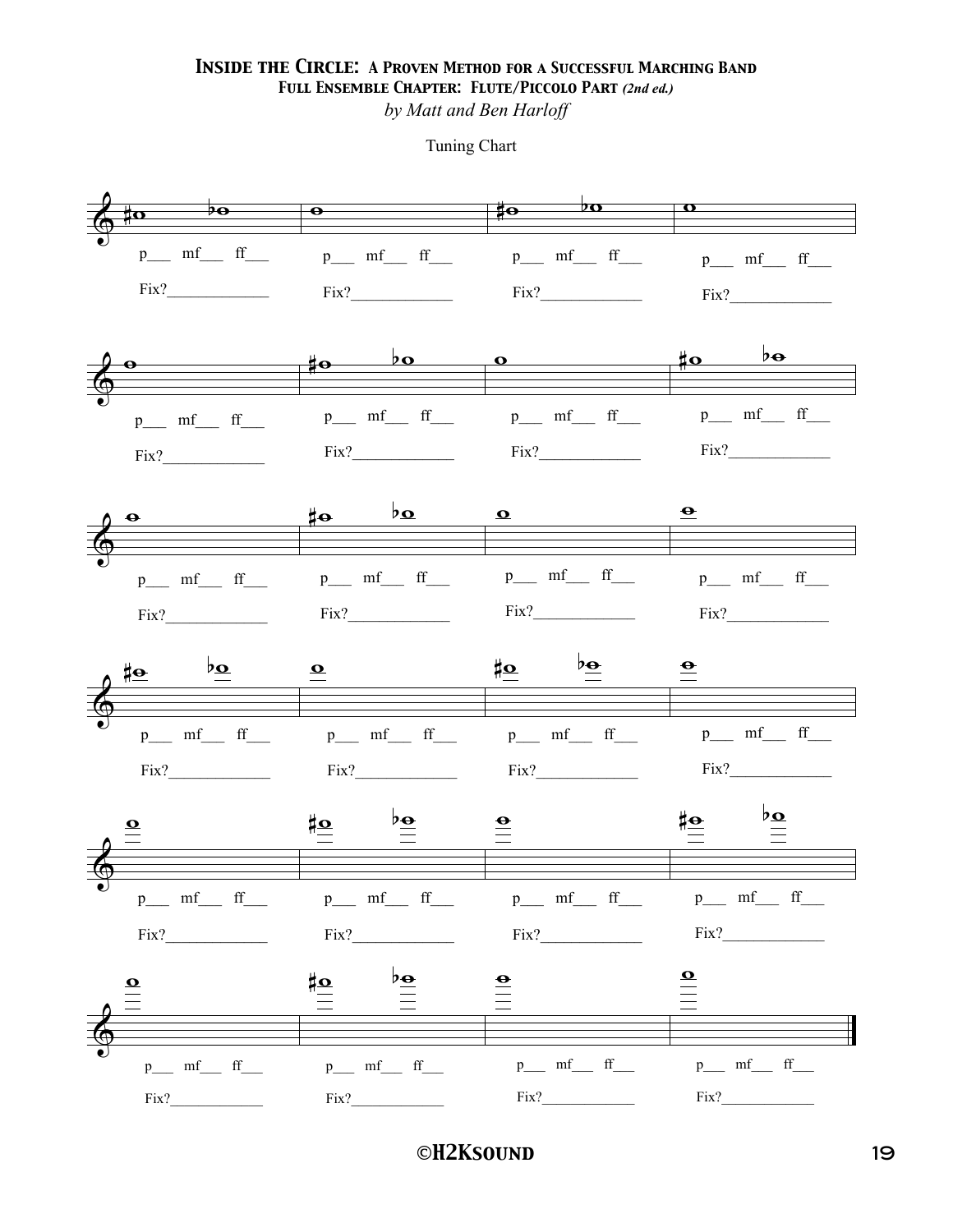# Inside the Circle: A Proven Method for a Successful Marching Band

## Full Ensemble Chapter: Flute/Piccolo Part *(2nd ed.)*

*by Matt and Ben Harloff*

Tuning Chart

p___ mf___ ff___ Fix?____________

p___ mf___ ff___ Fix?____________

p___ mf___ ff___ Fix?____________

p___ mf___ ff___ Fix?____________

p___ mf___ ff___ Fix?____________

p___ mf___ ff___ Fix?____________

p___ mf___ ff___ Fix?____________

p___ mf___ ff___ Fix?____________

p___ mf___ ff___ Fix?____________

p___ mf___ ff___ Fix?____________

p___ mf___ ff___ Fix?____________

p___ mf___ ff___ Fix?____________

p___ mf___ ff___ Fix?____________

p___ mf___ ff___ Fix?____________

p___ mf___ ff___ Fix?____________

p___ mf___ ff___ Fix?____________

p___ mf___ ff___ Fix?____________

p___ mf___ ff___ Fix?____________

p___ mf___ ff___ Fix?____________

p___ mf___ ff___ Fix?____________

p___ mf___ ff___ Fix?____________

p___ mf___ ff___ Fix?____________

p___ mf___ ff___ Fix?____________

p___ mf___ ff___ Fix?____________

©H2Ksound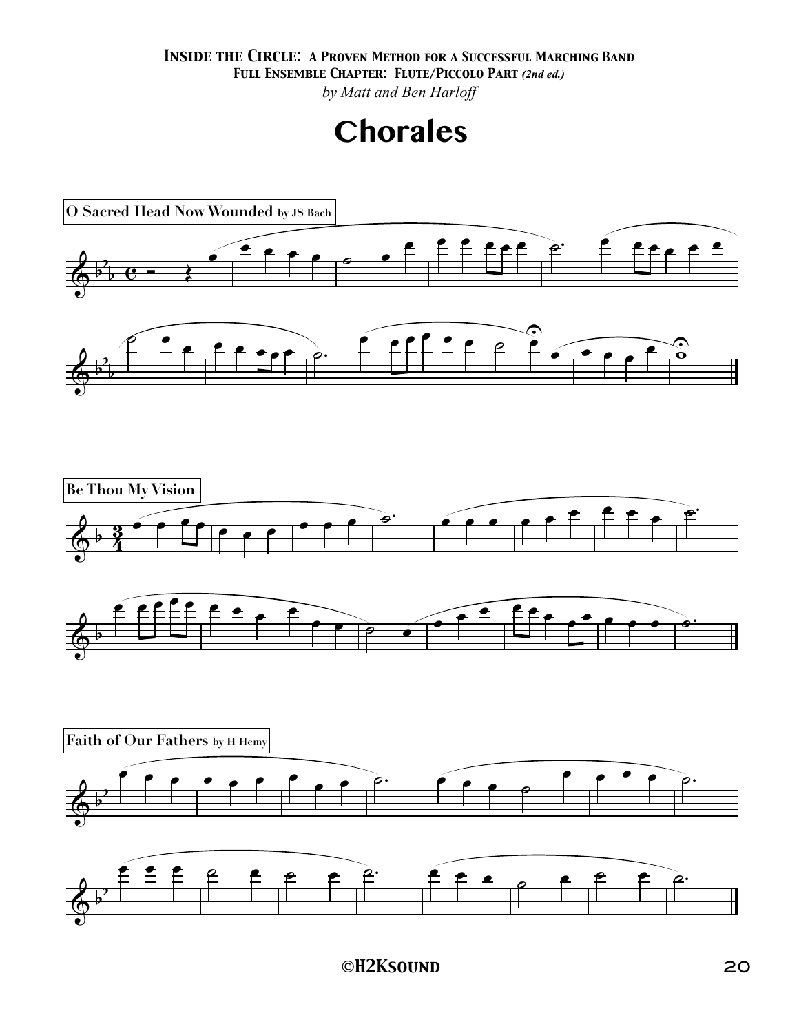# Chorales

O Sacred Head Now Wounded by JS Bach

Be Thou My Vision

Faith of Our Fathers by H Hemy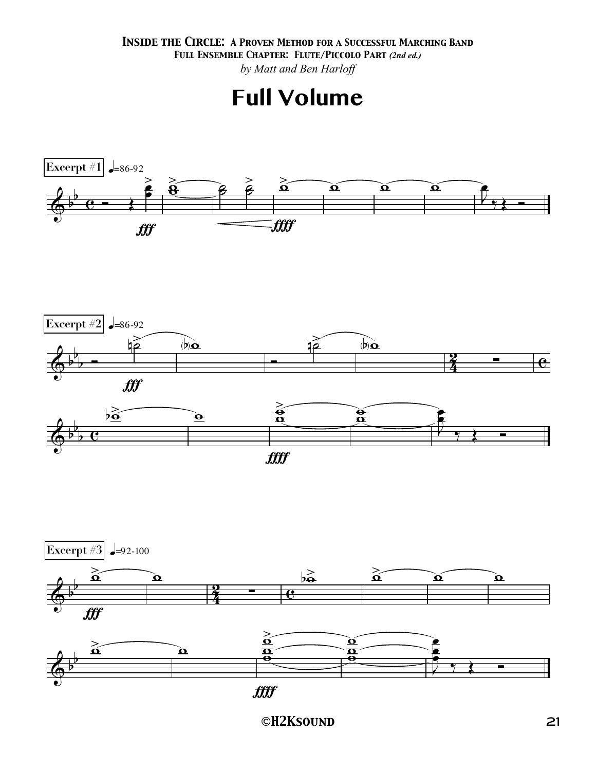# Full Volume

Excerpt #1 ♩=86-92

*fff* *ffff*

Excerpt #2 ♩=86-92

*fff* *ffff*

Excerpt #3 ♩=92-100

*fff* *ffff*

©H2Ksound